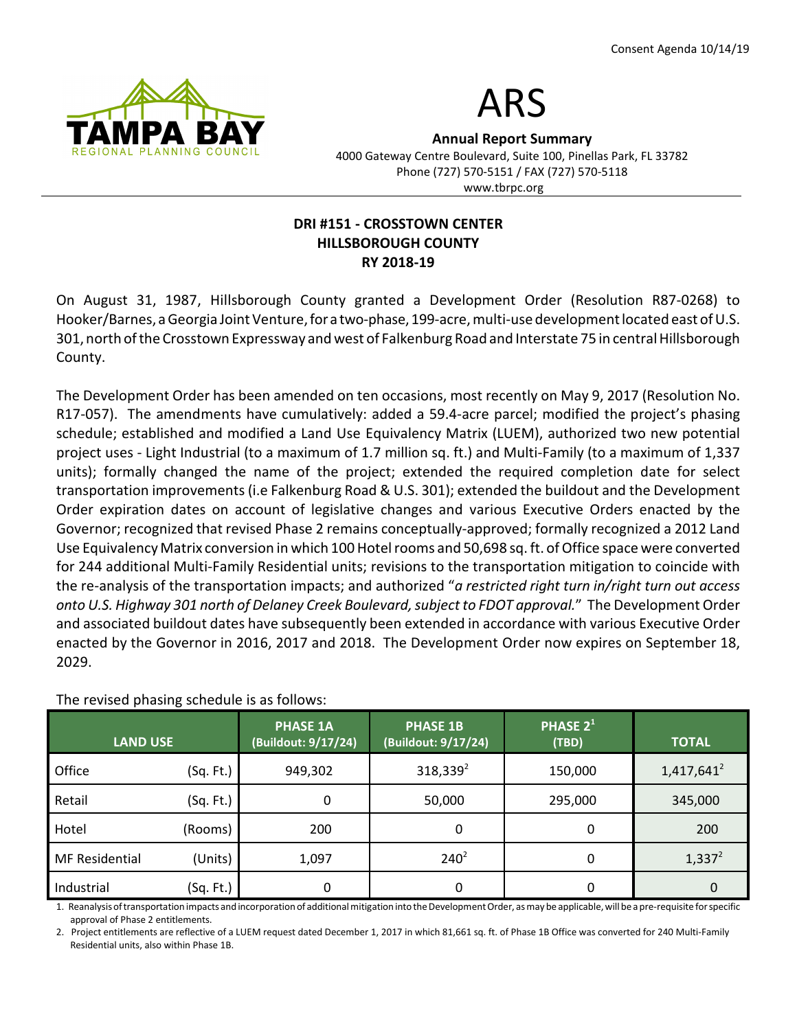Consent Agenda 10/14/19

# ARS

**Annual Report Summary**
4000 Gateway Centre Boulevard, Suite 100, Pinellas Park, FL 33782
Phone (727) 570-5151 / FAX (727) 570-5118
www.tbrpc.org

## DRI #151 - CROSSTOWN CENTER
## HILLSBOROUGH COUNTY
## RY 2018-19

On August 31, 1987, Hillsborough County granted a Development Order (Resolution R87-0268) to Hooker/Barnes, a Georgia Joint Venture, for a two-phase, 199-acre, multi-use development located east of U.S. 301, north of the Crosstown Expressway and west of Falkenburg Road and Interstate 75 in central Hillsborough County.

The Development Order has been amended on ten occasions, most recently on May 9, 2017 (Resolution No. R17-057). The amendments have cumulatively: added a 59.4-acre parcel; modified the project's phasing schedule; established and modified a Land Use Equivalency Matrix (LUEM), authorized two new potential project uses - Light Industrial (to a maximum of 1.7 million sq. ft.) and Multi-Family (to a maximum of 1,337 units); formally changed the name of the project; extended the required completion date for select transportation improvements (i.e Falkenburg Road & U.S. 301); extended the buildout and the Development Order expiration dates on account of legislative changes and various Executive Orders enacted by the Governor; recognized that revised Phase 2 remains conceptually-approved; formally recognized a 2012 Land Use Equivalency Matrix conversion in which 100 Hotel rooms and 50,698 sq. ft. of Office space were converted for 244 additional Multi-Family Residential units; revisions to the transportation mitigation to coincide with the re-analysis of the transportation impacts; and authorized "*a restricted right turn in/right turn out access onto U.S. Highway 301 north of Delaney Creek Boulevard, subject to FDOT approval.*" The Development Order and associated buildout dates have subsequently been extended in accordance with various Executive Order enacted by the Governor in 2016, 2017 and 2018. The Development Order now expires on September 18, 2029.

The revised phasing schedule is as follows:

| LAND USE | | PHASE 1A (Buildout: 9/17/24) | PHASE 1B (Buildout: 9/17/24) | PHASE 2[1] (TBD) | TOTAL |
|---|---|---|---|---|---|
| Office | (Sq. Ft.) | 949,302 | 318,339[2] | 150,000 | 1,417,641[2] |
| Retail | (Sq. Ft.) | 0 | 50,000 | 295,000 | 345,000 |
| Hotel | (Rooms) | 200 | 0 | 0 | 200 |
| MF Residential | (Units) | 1,097 | 240[2] | 0 | 1,337[2] |
| Industrial | (Sq. Ft.) | 0 | 0 | 0 | 0 |

1. Reanalysis of transportation impacts and incorporation of additional mitigation into the Development Order, as may be applicable, will be a pre-requisite for specific approval of Phase 2 entitlements.
2. Project entitlements are reflective of a LUEM request dated December 1, 2017 in which 81,661 sq. ft. of Phase 1B Office was converted for 240 Multi-Family Residential units, also within Phase 1B.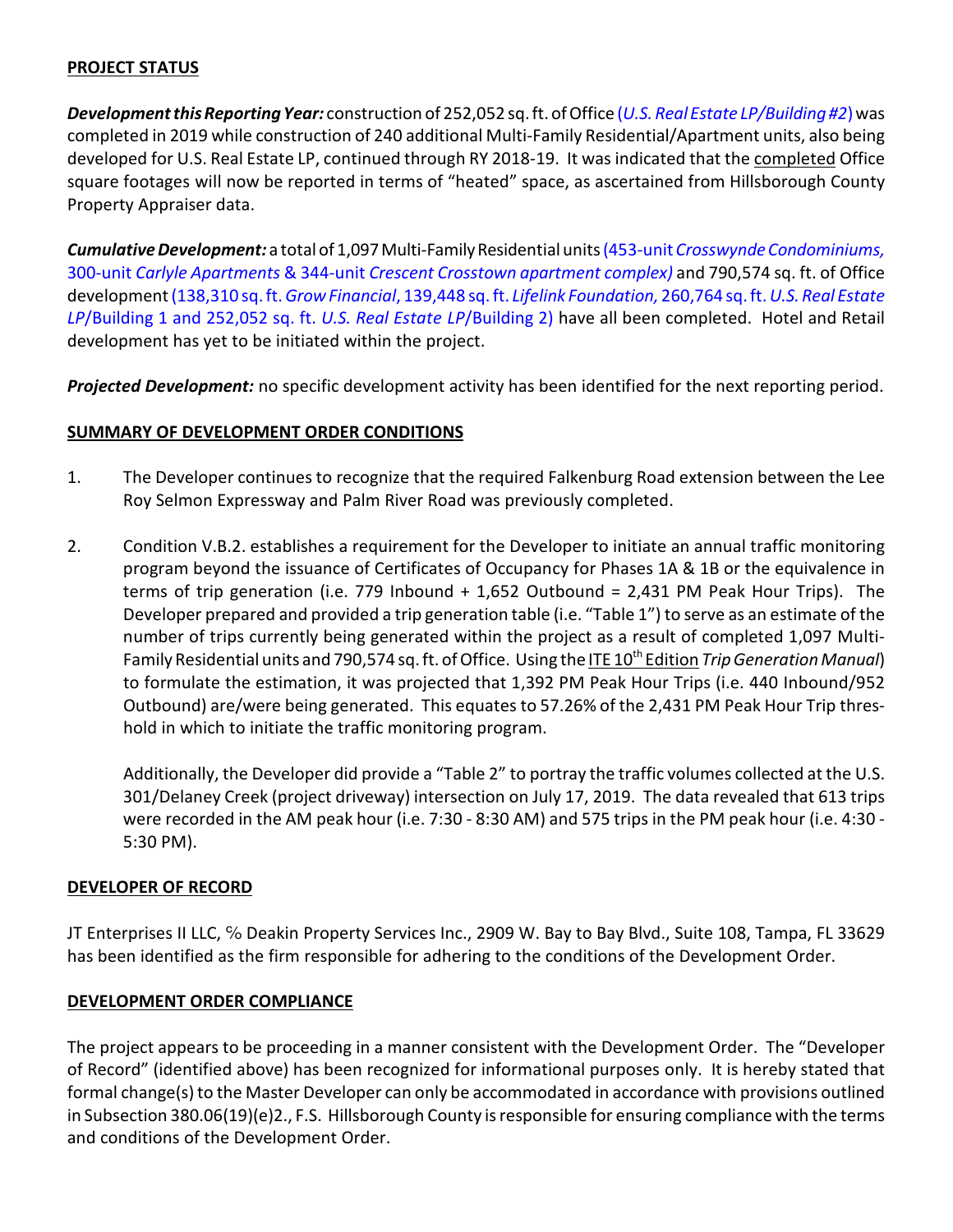**PROJECT STATUS**

***Development this Reporting Year:*** construction of 252,052 sq. ft. of Office (*U.S. Real Estate LP/Building #2*) was completed in 2019 while construction of 240 additional Multi-Family Residential/Apartment units, also being developed for U.S. Real Estate LP, continued through RY 2018-19. It was indicated that the completed Office square footages will now be reported in terms of "heated" space, as ascertained from Hillsborough County Property Appraiser data.

***Cumulative Development:*** a total of 1,097 Multi-Family Residential units (453-unit *Crosswynde Condominiums,* 300-unit *Carlyle Apartments* & 344-unit *Crescent Crosstown apartment complex)* and 790,574 sq. ft. of Office development (138,310 sq. ft. *Grow Financial*, 139,448 sq. ft. *Lifelink Foundation,* 260,764 sq. ft. *U.S. Real Estate LP*/Building 1 and 252,052 sq. ft. *U.S. Real Estate LP*/Building 2) have all been completed. Hotel and Retail development has yet to be initiated within the project.

***Projected Development:*** no specific development activity has been identified for the next reporting period.

**SUMMARY OF DEVELOPMENT ORDER CONDITIONS**

1. The Developer continues to recognize that the required Falkenburg Road extension between the Lee Roy Selmon Expressway and Palm River Road was previously completed.

2. Condition V.B.2. establishes a requirement for the Developer to initiate an annual traffic monitoring program beyond the issuance of Certificates of Occupancy for Phases 1A & 1B or the equivalence in terms of trip generation (i.e. 779 Inbound + 1,652 Outbound = 2,431 PM Peak Hour Trips). The Developer prepared and provided a trip generation table (i.e. "Table 1") to serve as an estimate of the number of trips currently being generated within the project as a result of completed 1,097 Multi-Family Residential units and 790,574 sq. ft. of Office. Using the ITE 10th Edition *Trip Generation Manual*) to formulate the estimation, it was projected that 1,392 PM Peak Hour Trips (i.e. 440 Inbound/952 Outbound) are/were being generated. This equates to 57.26% of the 2,431 PM Peak Hour Trip threshold in which to initiate the traffic monitoring program.

   Additionally, the Developer did provide a "Table 2" to portray the traffic volumes collected at the U.S. 301/Delaney Creek (project driveway) intersection on July 17, 2019. The data revealed that 613 trips were recorded in the AM peak hour (i.e. 7:30 - 8:30 AM) and 575 trips in the PM peak hour (i.e. 4:30 - 5:30 PM).

**DEVELOPER OF RECORD**

JT Enterprises II LLC, ℅ Deakin Property Services Inc., 2909 W. Bay to Bay Blvd., Suite 108, Tampa, FL 33629 has been identified as the firm responsible for adhering to the conditions of the Development Order.

**DEVELOPMENT ORDER COMPLIANCE**

The project appears to be proceeding in a manner consistent with the Development Order. The "Developer of Record" (identified above) has been recognized for informational purposes only. It is hereby stated that formal change(s) to the Master Developer can only be accommodated in accordance with provisions outlined in Subsection 380.06(19)(e)2., F.S. Hillsborough County is responsible for ensuring compliance with the terms and conditions of the Development Order.